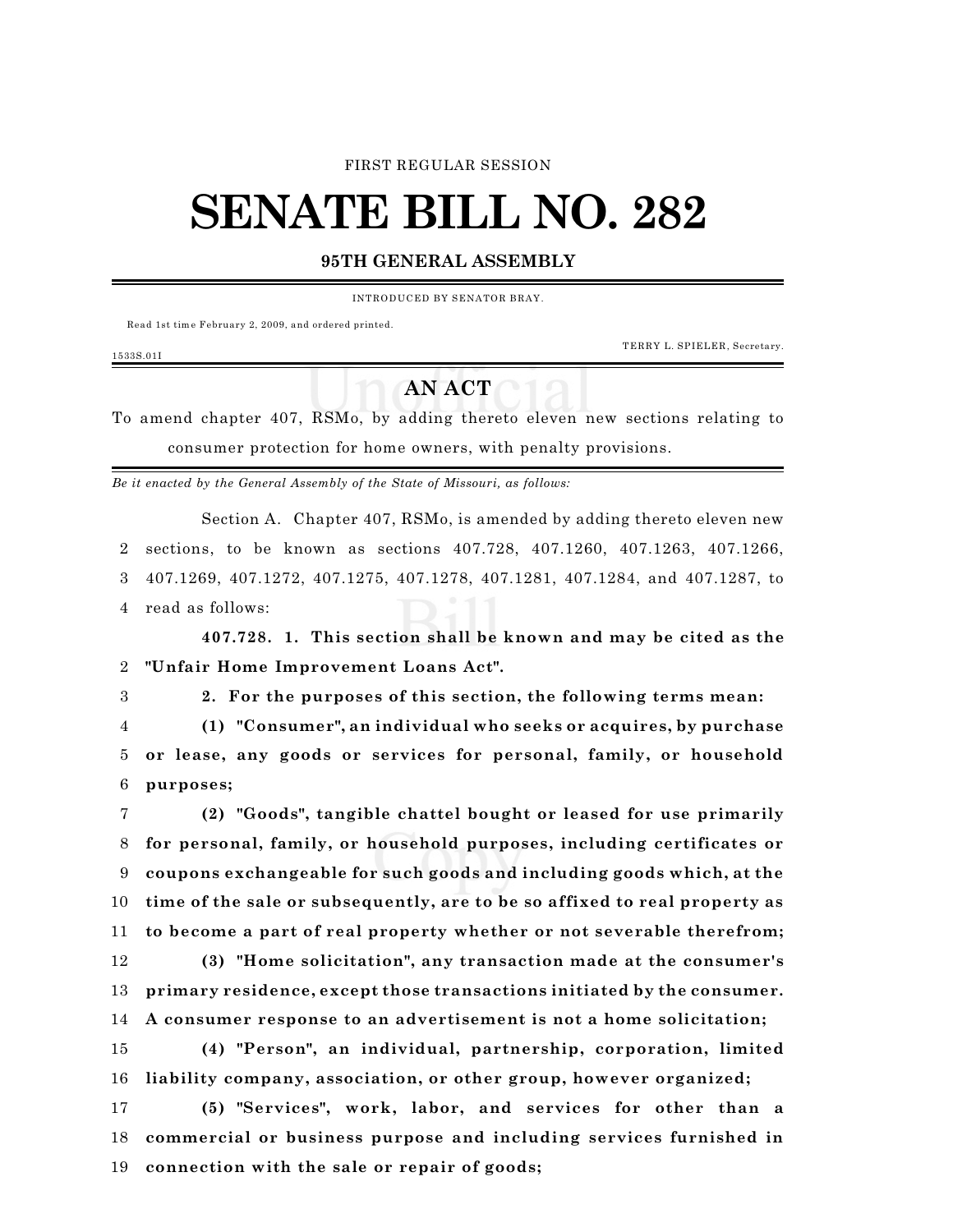FIRST REGULAR SESSION

# SENATE BILL NO. 282

## 95TH GENERAL ASSEMBLY

INTRODUCED BY SENATOR BRAY.

Read 1st time February 2, 2009, and ordered printed.

TERRY L. SPIELER, Secretary.

1533S.01I

## AN ACT

To amend chapter 407, RSMo, by adding thereto eleven new sections relating to consumer protection for home owners, with penalty provisions.

*Be it enacted by the General Assembly of the State of Missouri, as follows:*

Section A. Chapter 407, RSMo, is amended by adding thereto eleven new sections, to be known as sections 407.728, 407.1260, 407.1263, 407.1266, 407.1269, 407.1272, 407.1275, 407.1278, 407.1281, 407.1284, and 407.1287, to read as follows:

**407.728. 1. This section shall be known and may be cited as the "Unfair Home Improvement Loans Act".**

**2. For the purposes of this section, the following terms mean:**

**(1) "Consumer", an individual who seeks or acquires, by purchase or lease, any goods or services for personal, family, or household purposes;**

**(2) "Goods", tangible chattel bought or leased for use primarily for personal, family, or household purposes, including certificates or coupons exchangeable for such goods and including goods which, at the time of the sale or subsequently, are to be so affixed to real property as to become a part of real property whether or not severable therefrom;**

**(3) "Home solicitation", any transaction made at the consumer's primary residence, except those transactions initiated by the consumer. A consumer response to an advertisement is not a home solicitation;**

**(4) "Person", an individual, partnership, corporation, limited liability company, association, or other group, however organized;**

**(5) "Services", work, labor, and services for other than a commercial or business purpose and including services furnished in connection with the sale or repair of goods;**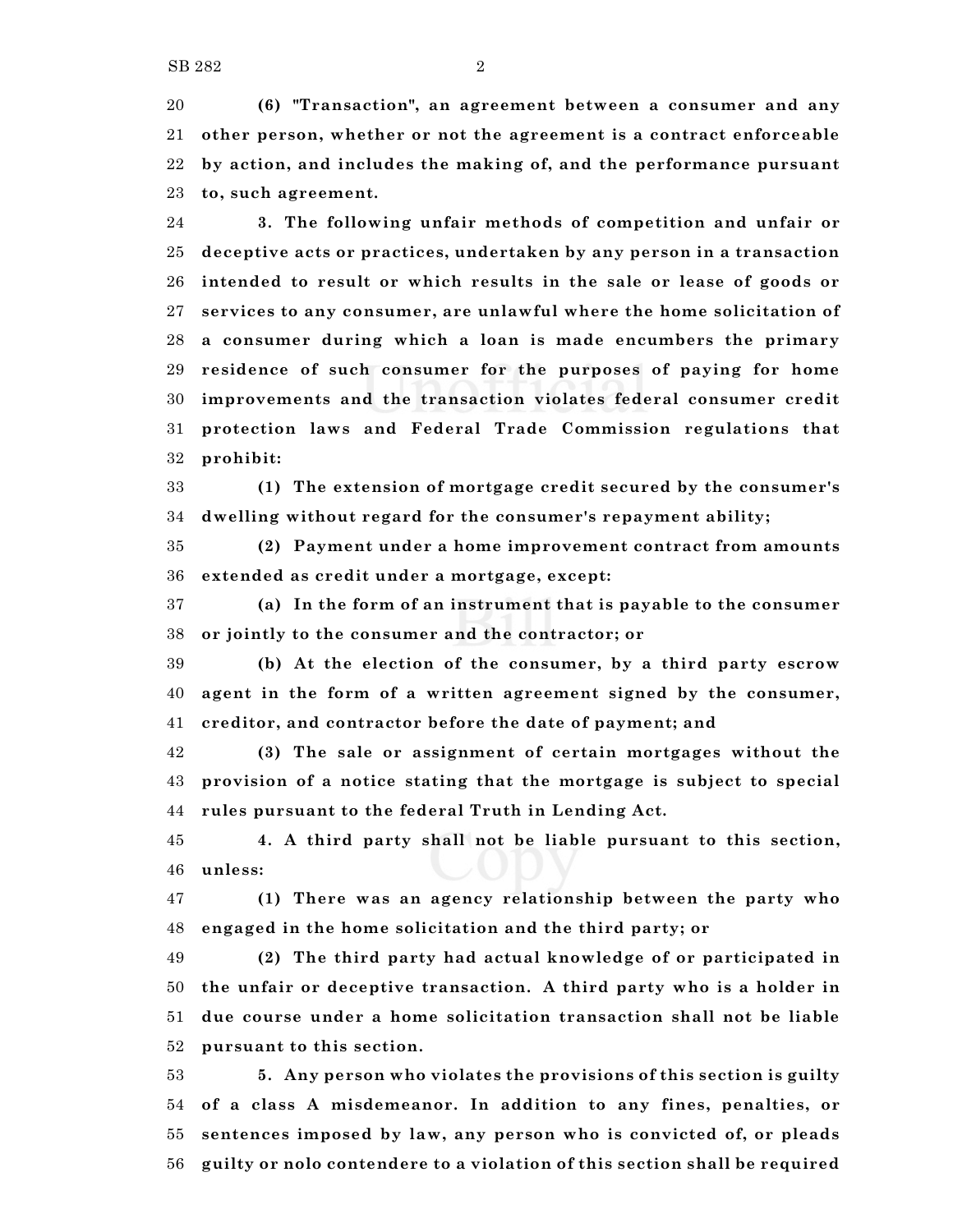**(6) "Transaction", an agreement between a consumer and any other person, whether or not the agreement is a contract enforceable by action, and includes the making of, and the performance pursuant to, such agreement.**

**3. The following unfair methods of competition and unfair or deceptive acts or practices, undertaken by any person in a transaction intended to result or which results in the sale or lease of goods or services to any consumer, are unlawful where the home solicitation of a consumer during which a loan is made encumbers the primary residence of such consumer for the purposes of paying for home improvements and the transaction violates federal consumer credit protection laws and Federal Trade Commission regulations that prohibit:**

**(1) The extension of mortgage credit secured by the consumer's dwelling without regard for the consumer's repayment ability;**

**(2) Payment under a home improvement contract from amounts extended as credit under a mortgage, except:**

**(a) In the form of an instrument that is payable to the consumer or jointly to the consumer and the contractor; or**

**(b) At the election of the consumer, by a third party escrow agent in the form of a written agreement signed by the consumer, creditor, and contractor before the date of payment; and**

**(3) The sale or assignment of certain mortgages without the provision of a notice stating that the mortgage is subject to special rules pursuant to the federal Truth in Lending Act.**

**4. A third party shall not be liable pursuant to this section, unless:**

**(1) There was an agency relationship between the party who engaged in the home solicitation and the third party; or**

**(2) The third party had actual knowledge of or participated in the unfair or deceptive transaction. A third party who is a holder in due course under a home solicitation transaction shall not be liable pursuant to this section.**

**5. Any person who violates the provisions of this section is guilty of a class A misdemeanor. In addition to any fines, penalties, or sentences imposed by law, any person who is convicted of, or pleads guilty or nolo contendere to a violation of this section shall be required**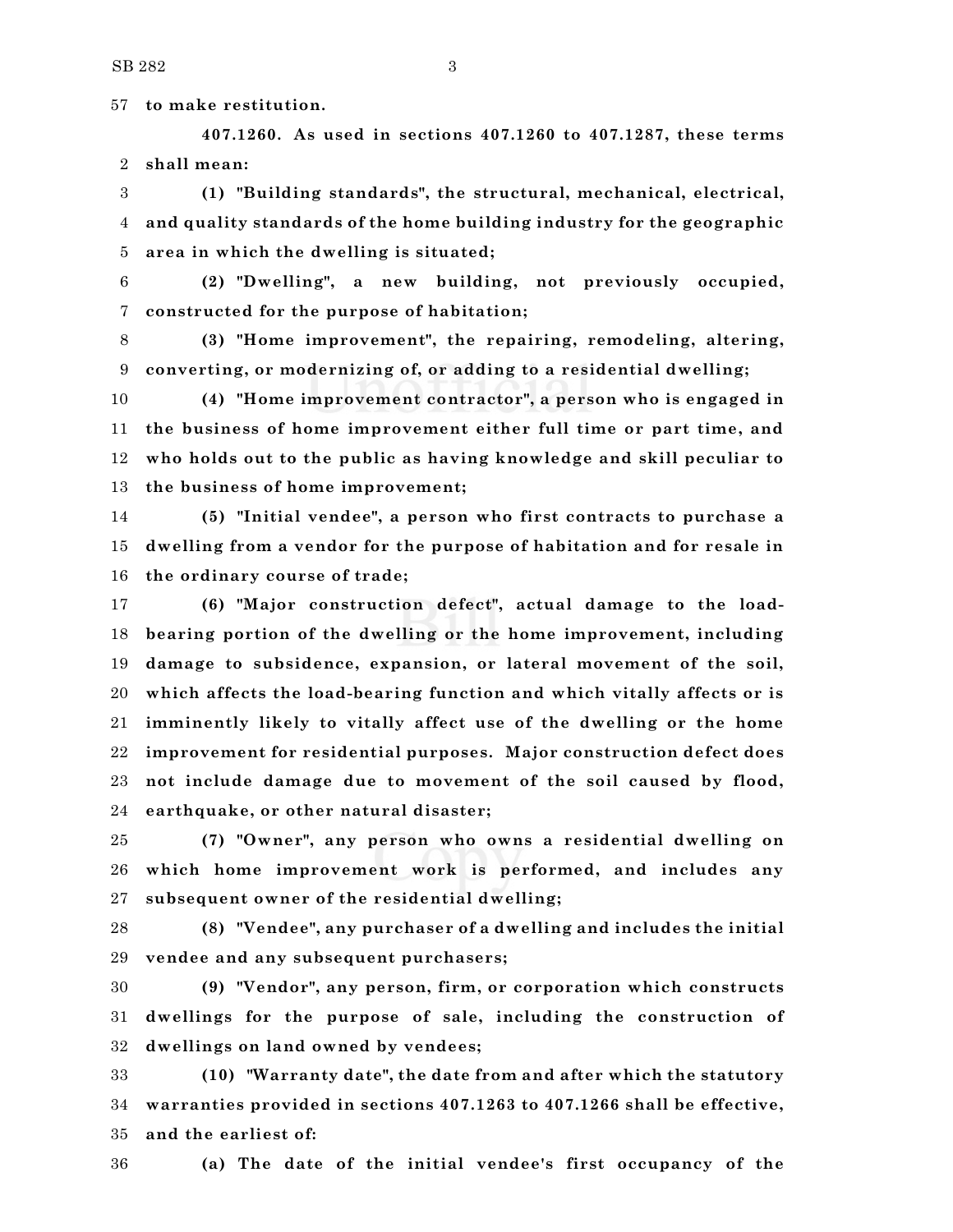**to make restitution.**

**407.1260. As used in sections 407.1260 to 407.1287, these terms shall mean:**

**(1) "Building standards", the structural, mechanical, electrical, and quality standards of the home building industry for the geographic area in which the dwelling is situated;**

**(2) "Dwelling", a new building, not previously occupied, constructed for the purpose of habitation;**

**(3) "Home improvement", the repairing, remodeling, altering, converting, or modernizing of, or adding to a residential dwelling;**

**(4) "Home improvement contractor", a person who is engaged in the business of home improvement either full time or part time, and who holds out to the public as having knowledge and skill peculiar to the business of home improvement;**

**(5) "Initial vendee", a person who first contracts to purchase a dwelling from a vendor for the purpose of habitation and for resale in the ordinary course of trade;**

**(6) "Major construction defect", actual damage to the load-bearing portion of the dwelling or the home improvement, including damage to subsidence, expansion, or lateral movement of the soil, which affects the load-bearing function and which vitally affects or is imminently likely to vitally affect use of the dwelling or the home improvement for residential purposes. Major construction defect does not include damage due to movement of the soil caused by flood, earthquake, or other natural disaster;**

**(7) "Owner", any person who owns a residential dwelling on which home improvement work is performed, and includes any subsequent owner of the residential dwelling;**

**(8) "Vendee", any purchaser of a dwelling and includes the initial vendee and any subsequent purchasers;**

**(9) "Vendor", any person, firm, or corporation which constructs dwellings for the purpose of sale, including the construction of dwellings on land owned by vendees;**

**(10) "Warranty date", the date from and after which the statutory warranties provided in sections 407.1263 to 407.1266 shall be effective, and the earliest of:**

**(a) The date of the initial vendee's first occupancy of the**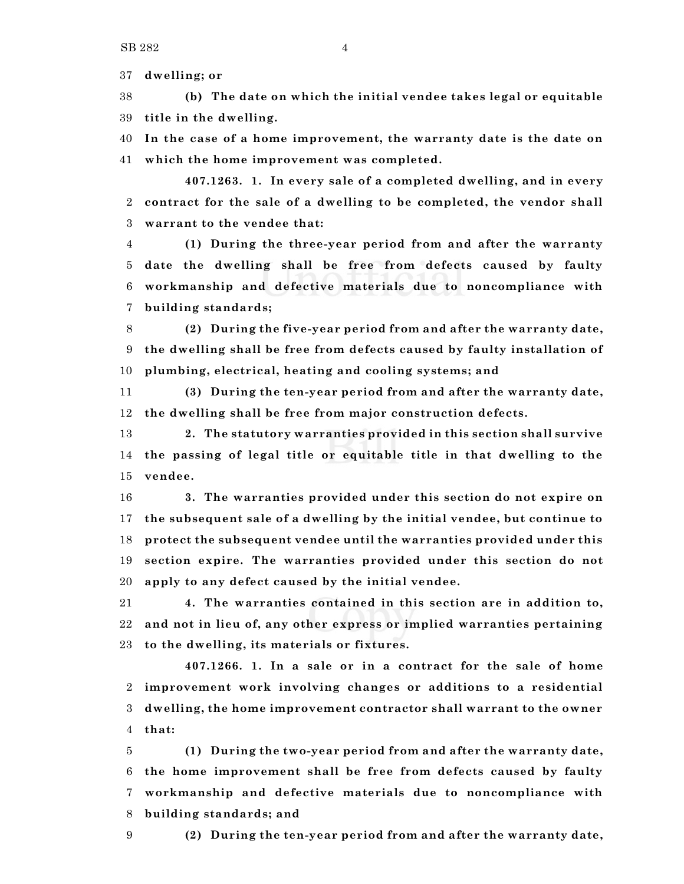**dwelling; or**

**(b) The date on which the initial vendee takes legal or equitable title in the dwelling.**

**In the case of a home improvement, the warranty date is the date on which the home improvement was completed.**

**407.1263. 1. In every sale of a completed dwelling, and in every contract for the sale of a dwelling to be completed, the vendor shall warrant to the vendee that:**

**(1) During the three-year period from and after the warranty date the dwelling shall be free from defects caused by faulty workmanship and defective materials due to noncompliance with building standards;**

**(2) During the five-year period from and after the warranty date, the dwelling shall be free from defects caused by faulty installation of plumbing, electrical, heating and cooling systems; and**

**(3) During the ten-year period from and after the warranty date, the dwelling shall be free from major construction defects.**

**2. The statutory warranties provided in this section shall survive the passing of legal title or equitable title in that dwelling to the vendee.**

**3. The warranties provided under this section do not expire on the subsequent sale of a dwelling by the initial vendee, but continue to protect the subsequent vendee until the warranties provided under this section expire. The warranties provided under this section do not apply to any defect caused by the initial vendee.**

**4. The warranties contained in this section are in addition to, and not in lieu of, any other express or implied warranties pertaining to the dwelling, its materials or fixtures.**

**407.1266. 1. In a sale or in a contract for the sale of home improvement work involving changes or additions to a residential dwelling, the home improvement contractor shall warrant to the owner that:**

**(1) During the two-year period from and after the warranty date, the home improvement shall be free from defects caused by faulty workmanship and defective materials due to noncompliance with building standards; and**

**(2) During the ten-year period from and after the warranty date,**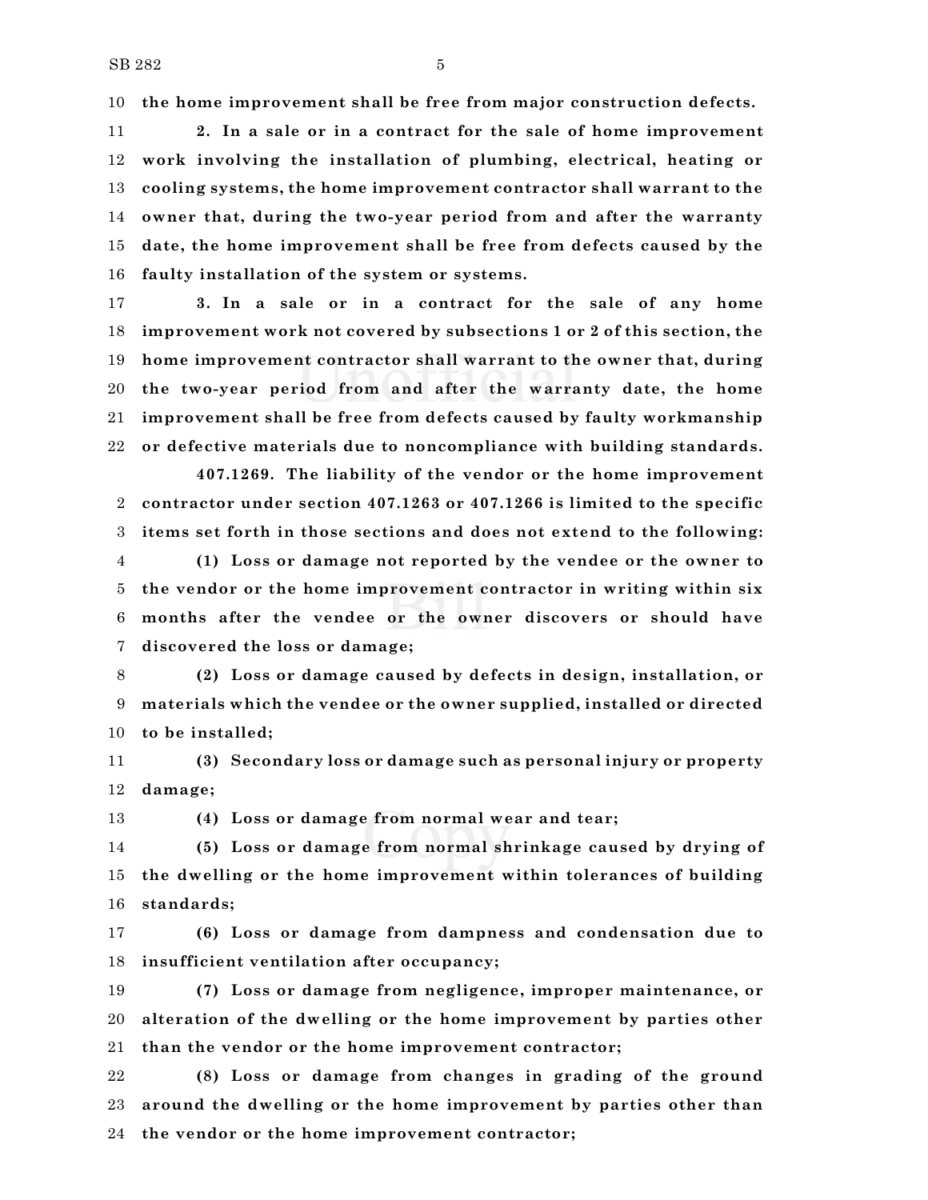**the home improvement shall be free from major construction defects.**

**2. In a sale or in a contract for the sale of home improvement work involving the installation of plumbing, electrical, heating or cooling systems, the home improvement contractor shall warrant to the owner that, during the two-year period from and after the warranty date, the home improvement shall be free from defects caused by the faulty installation of the system or systems.**

**3. In a sale or in a contract for the sale of any home improvement work not covered by subsections 1 or 2 of this section, the home improvement contractor shall warrant to the owner that, during the two-year period from and after the warranty date, the home improvement shall be free from defects caused by faulty workmanship or defective materials due to noncompliance with building standards.**

**407.1269. The liability of the vendor or the home improvement contractor under section 407.1263 or 407.1266 is limited to the specific items set forth in those sections and does not extend to the following:**

**(1) Loss or damage not reported by the vendee or the owner to the vendor or the home improvement contractor in writing within six months after the vendee or the owner discovers or should have discovered the loss or damage;**

**(2) Loss or damage caused by defects in design, installation, or materials which the vendee or the owner supplied, installed or directed to be installed;**

**(3) Secondary loss or damage such as personal injury or property damage;**

**(4) Loss or damage from normal wear and tear;**

**(5) Loss or damage from normal shrinkage caused by drying of the dwelling or the home improvement within tolerances of building standards;**

**(6) Loss or damage from dampness and condensation due to insufficient ventilation after occupancy;**

**(7) Loss or damage from negligence, improper maintenance, or alteration of the dwelling or the home improvement by parties other than the vendor or the home improvement contractor;**

**(8) Loss or damage from changes in grading of the ground around the dwelling or the home improvement by parties other than the vendor or the home improvement contractor;**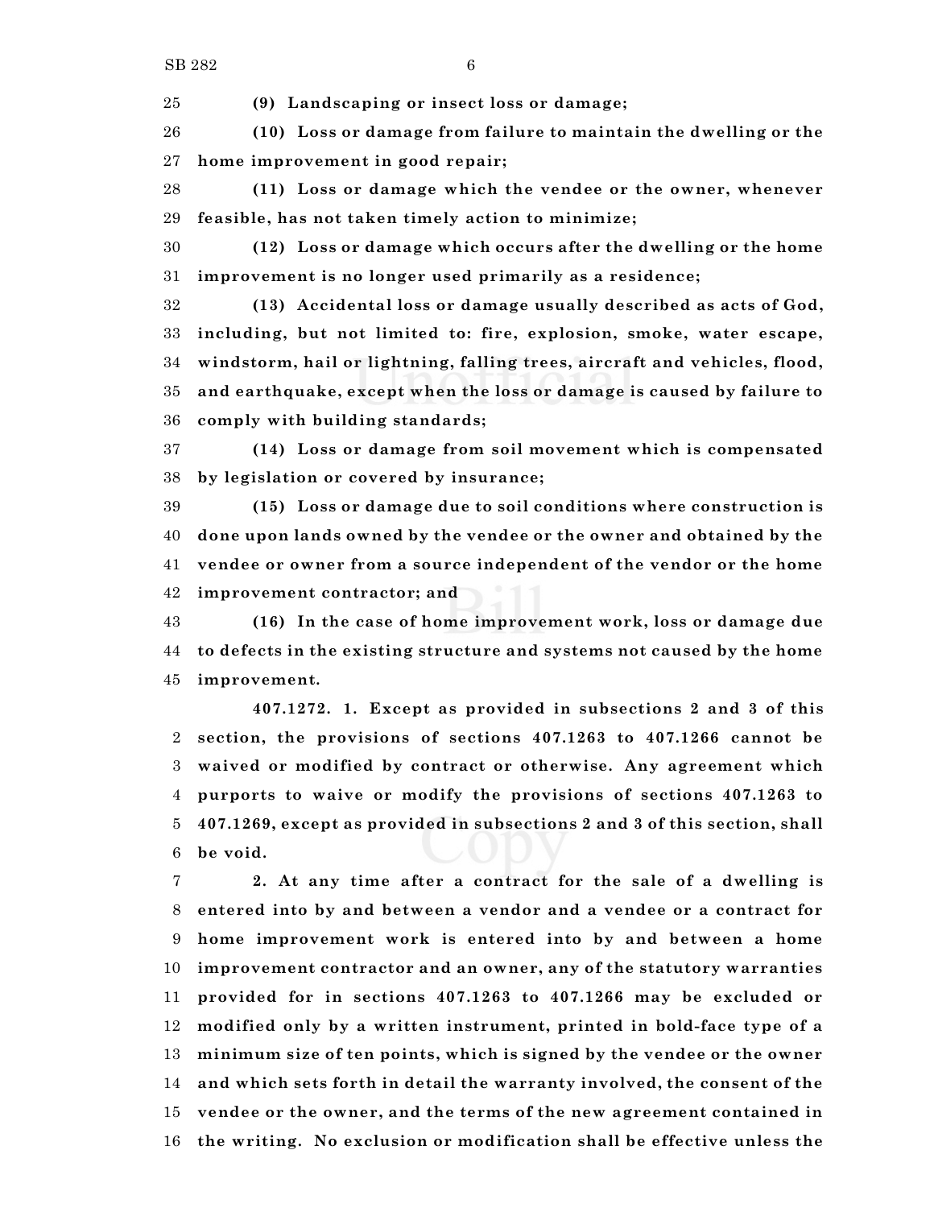**(9) Landscaping or insect loss or damage;**

**(10) Loss or damage from failure to maintain the dwelling or the home improvement in good repair;**

**(11) Loss or damage which the vendee or the owner, whenever feasible, has not taken timely action to minimize;**

**(12) Loss or damage which occurs after the dwelling or the home improvement is no longer used primarily as a residence;**

**(13) Accidental loss or damage usually described as acts of God, including, but not limited to: fire, explosion, smoke, water escape, windstorm, hail or lightning, falling trees, aircraft and vehicles, flood, and earthquake, except when the loss or damage is caused by failure to comply with building standards;**

**(14) Loss or damage from soil movement which is compensated by legislation or covered by insurance;**

**(15) Loss or damage due to soil conditions where construction is done upon lands owned by the vendee or the owner and obtained by the vendee or owner from a source independent of the vendor or the home improvement contractor; and**

**(16) In the case of home improvement work, loss or damage due to defects in the existing structure and systems not caused by the home improvement.**

**407.1272. 1. Except as provided in subsections 2 and 3 of this section, the provisions of sections 407.1263 to 407.1266 cannot be waived or modified by contract or otherwise. Any agreement which purports to waive or modify the provisions of sections 407.1263 to 407.1269, except as provided in subsections 2 and 3 of this section, shall be void.**

**2. At any time after a contract for the sale of a dwelling is entered into by and between a vendor and a vendee or a contract for home improvement work is entered into by and between a home improvement contractor and an owner, any of the statutory warranties provided for in sections 407.1263 to 407.1266 may be excluded or modified only by a written instrument, printed in bold-face type of a minimum size of ten points, which is signed by the vendee or the owner and which sets forth in detail the warranty involved, the consent of the vendee or the owner, and the terms of the new agreement contained in the writing. No exclusion or modification shall be effective unless the**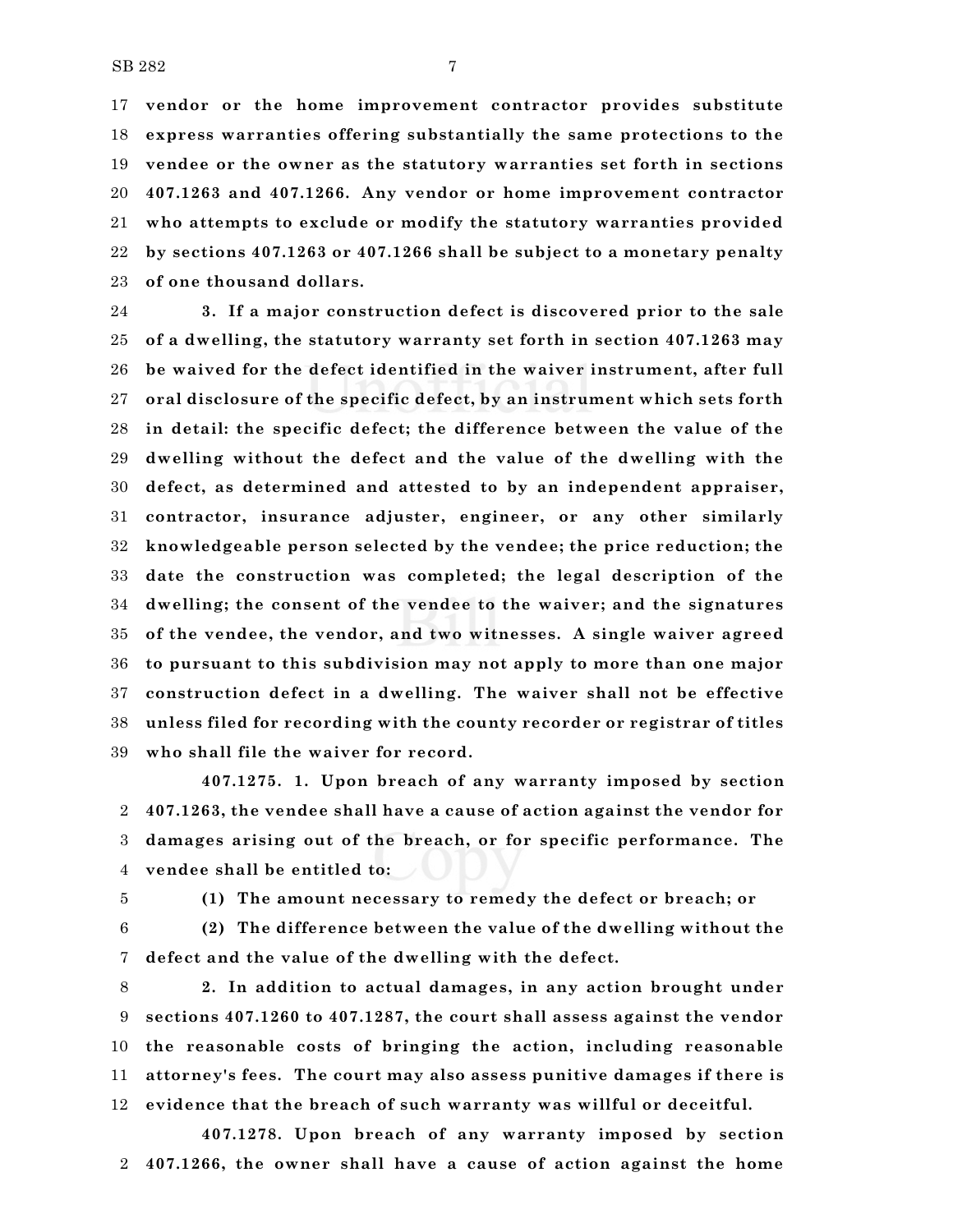vendor or the home improvement contractor provides substitute express warranties offering substantially the same protections to the vendee or the owner as the statutory warranties set forth in sections 407.1263 and 407.1266. Any vendor or home improvement contractor who attempts to exclude or modify the statutory warranties provided by sections 407.1263 or 407.1266 shall be subject to a monetary penalty of one thousand dollars.

3. If a major construction defect is discovered prior to the sale of a dwelling, the statutory warranty set forth in section 407.1263 may be waived for the defect identified in the waiver instrument, after full oral disclosure of the specific defect, by an instrument which sets forth in detail: the specific defect; the difference between the value of the dwelling without the defect and the value of the dwelling with the defect, as determined and attested to by an independent appraiser, contractor, insurance adjuster, engineer, or any other similarly knowledgeable person selected by the vendee; the price reduction; the date the construction was completed; the legal description of the dwelling; the consent of the vendee to the waiver; and the signatures of the vendee, the vendor, and two witnesses. A single waiver agreed to pursuant to this subdivision may not apply to more than one major construction defect in a dwelling. The waiver shall not be effective unless filed for recording with the county recorder or registrar of titles who shall file the waiver for record.

**407.1275.** 1. Upon breach of any warranty imposed by section 407.1263, the vendee shall have a cause of action against the vendor for damages arising out of the breach, or for specific performance. The vendee shall be entitled to:

(1) The amount necessary to remedy the defect or breach; or

(2) The difference between the value of the dwelling without the defect and the value of the dwelling with the defect.

2. In addition to actual damages, in any action brought under sections 407.1260 to 407.1287, the court shall assess against the vendor the reasonable costs of bringing the action, including reasonable attorney's fees. The court may also assess punitive damages if there is evidence that the breach of such warranty was willful or deceitful.

**407.1278.** Upon breach of any warranty imposed by section 407.1266, the owner shall have a cause of action against the home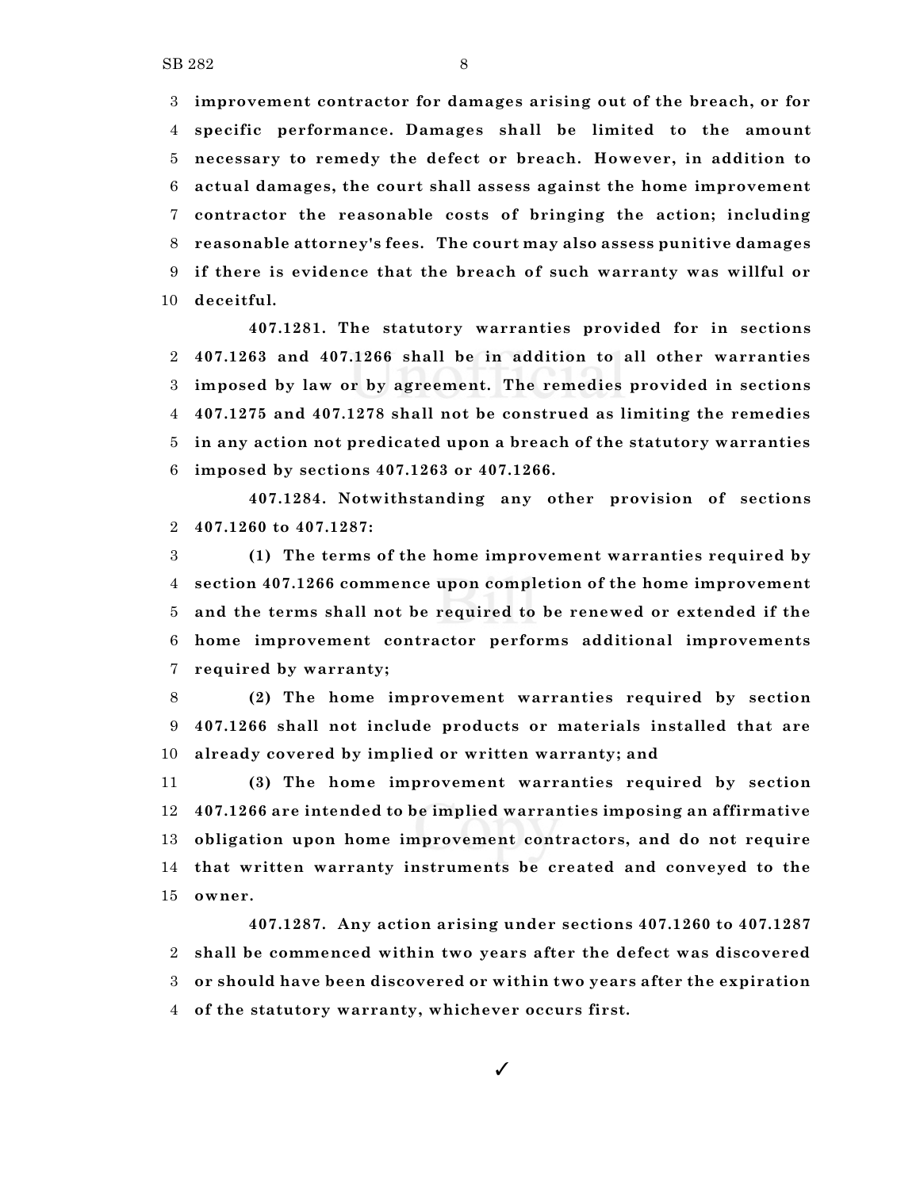**improvement contractor for damages arising out of the breach, or for specific performance. Damages shall be limited to the amount necessary to remedy the defect or breach. However, in addition to actual damages, the court shall assess against the home improvement contractor the reasonable costs of bringing the action; including reasonable attorney's fees. The court may also assess punitive damages if there is evidence that the breach of such warranty was willful or deceitful.**

**407.1281. The statutory warranties provided for in sections 407.1263 and 407.1266 shall be in addition to all other warranties imposed by law or by agreement. The remedies provided in sections 407.1275 and 407.1278 shall not be construed as limiting the remedies in any action not predicated upon a breach of the statutory warranties imposed by sections 407.1263 or 407.1266.**

**407.1284. Notwithstanding any other provision of sections 407.1260 to 407.1287:**

**(1) The terms of the home improvement warranties required by section 407.1266 commence upon completion of the home improvement and the terms shall not be required to be renewed or extended if the home improvement contractor performs additional improvements required by warranty;**

**(2) The home improvement warranties required by section 407.1266 shall not include products or materials installed that are already covered by implied or written warranty; and**

**(3) The home improvement warranties required by section 407.1266 are intended to be implied warranties imposing an affirmative obligation upon home improvement contractors, and do not require that written warranty instruments be created and conveyed to the owner.**

**407.1287. Any action arising under sections 407.1260 to 407.1287 shall be commenced within two years after the defect was discovered or should have been discovered or within two years after the expiration of the statutory warranty, whichever occurs first.**

✓